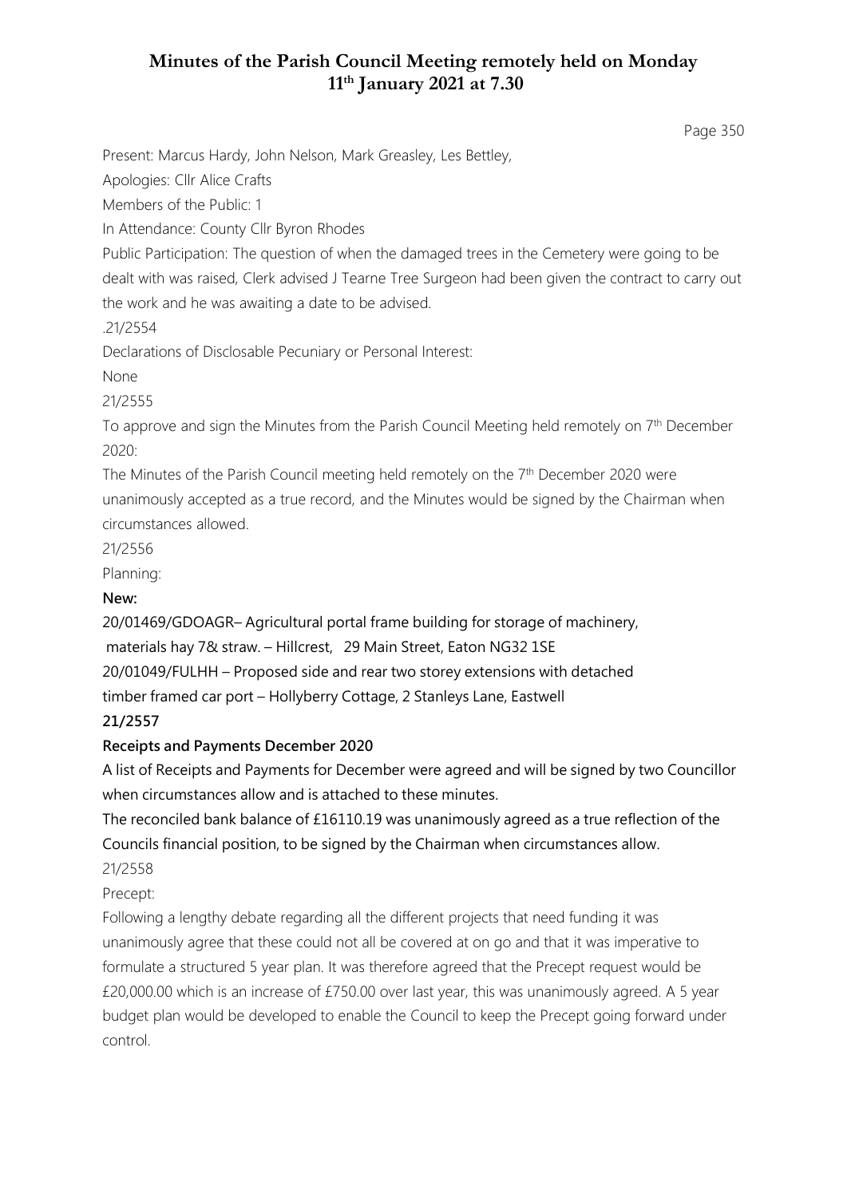# Minutes of the Parish Council Meeting remotely held on Monday 11th January 2021 at 7.30

Present: Marcus Hardy, John Nelson, Mark Greasley, Les Bettley,

Apologies: Cllr Alice Crafts

Members of the Public: 1

In Attendance: County Cllr Byron Rhodes

Public Participation: The question of when the damaged trees in the Cemetery were going to be dealt with was raised, Clerk advised J Tearne Tree Surgeon had been given the contract to carry out the work and he was awaiting a date to be advised.

.21/2554

Declarations of Disclosable Pecuniary or Personal Interest:

None

21/2555

To approve and sign the Minutes from the Parish Council Meeting held remotely on 7th December 2020:

The Minutes of the Parish Council meeting held remotely on the 7th December 2020 were unanimously accepted as a true record, and the Minutes would be signed by the Chairman when circumstances allowed.

21/2556

Planning:

**New:**

20/01469/GDOAGR– Agricultural portal frame building for storage of machinery, materials hay 7& straw. – Hillcrest, 29 Main Street, Eaton NG32 1SE

20/01049/FULHH – Proposed side and rear two storey extensions with detached timber framed car port – Hollyberry Cottage, 2 Stanleys Lane, Eastwell

**21/2557**

**Receipts and Payments December 2020**

A list of Receipts and Payments for December were agreed and will be signed by two Councillor when circumstances allow and is attached to these minutes.

The reconciled bank balance of £16110.19 was unanimously agreed as a true reflection of the Councils financial position, to be signed by the Chairman when circumstances allow.

21/2558

Precept:

Following a lengthy debate regarding all the different projects that need funding it was unanimously agree that these could not all be covered at on go and that it was imperative to formulate a structured 5 year plan. It was therefore agreed that the Precept request would be £20,000.00 which is an increase of £750.00 over last year, this was unanimously agreed. A 5 year budget plan would be developed to enable the Council to keep the Precept going forward under control.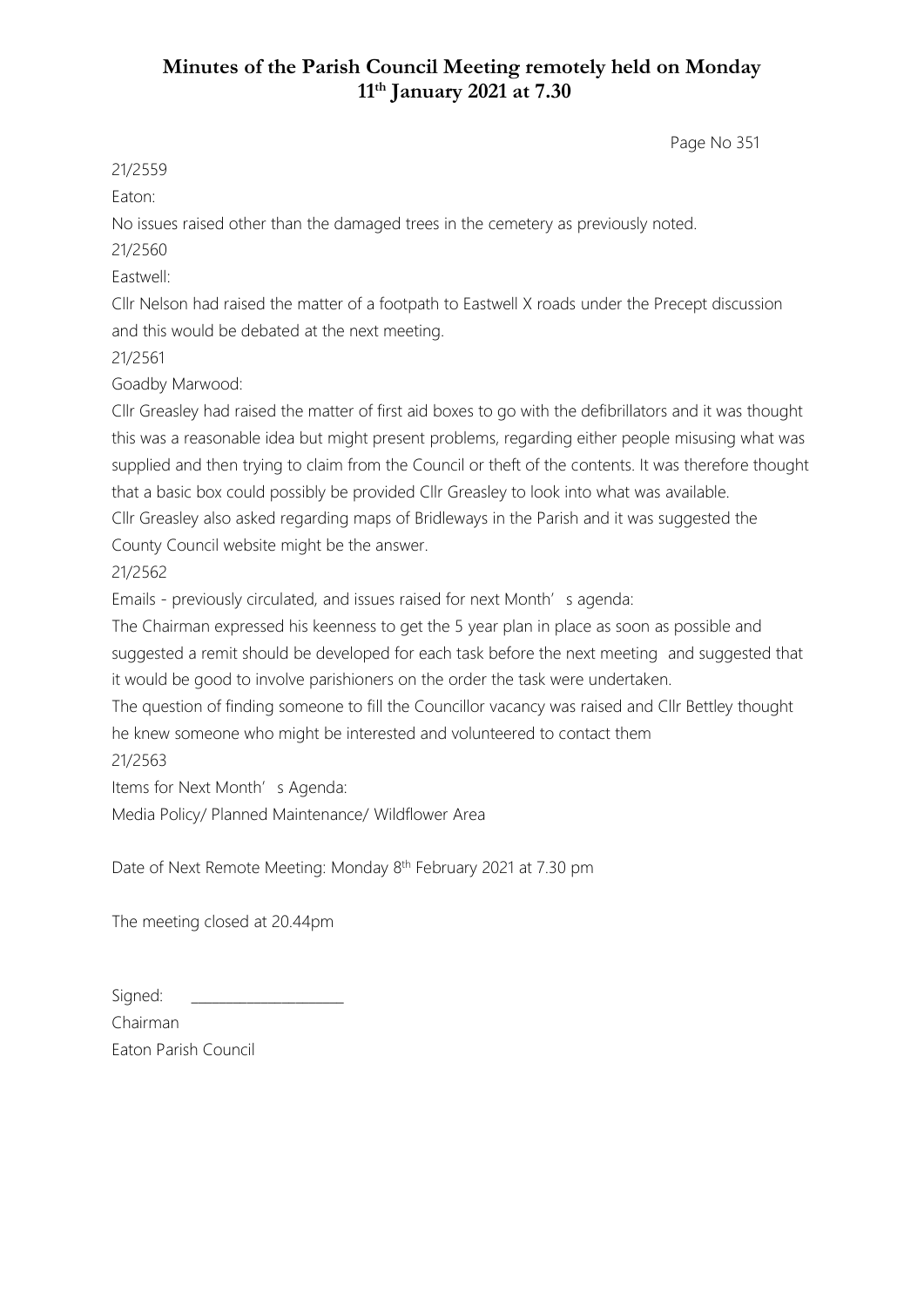# Minutes of the Parish Council Meeting remotely held on Monday 11th January 2021 at 7.30

21/2559

Eaton:

No issues raised other than the damaged trees in the cemetery as previously noted.

21/2560

Eastwell:

Cllr Nelson had raised the matter of a footpath to Eastwell X roads under the Precept discussion and this would be debated at the next meeting.

21/2561

Goadby Marwood:

Cllr Greasley had raised the matter of first aid boxes to go with the defibrillators and it was thought this was a reasonable idea but might present problems, regarding either people misusing what was supplied and then trying to claim from the Council or theft of the contents. It was therefore thought that a basic box could possibly be provided Cllr Greasley to look into what was available.

Cllr Greasley also asked regarding maps of Bridleways in the Parish and it was suggested the County Council website might be the answer.

21/2562

Emails - previously circulated, and issues raised for next Month's agenda:

The Chairman expressed his keenness to get the 5 year plan in place as soon as possible and suggested a remit should be developed for each task before the next meeting and suggested that it would be good to involve parishioners on the order the task were undertaken.

The question of finding someone to fill the Councillor vacancy was raised and Cllr Bettley thought he knew someone who might be interested and volunteered to contact them

21/2563

Items for Next Month's Agenda:

Media Policy/ Planned Maintenance/ Wildflower Area

Date of Next Remote Meeting: Monday 8th February 2021 at 7.30 pm

The meeting closed at 20.44pm

Signed: ____________________

Chairman

Eaton Parish Council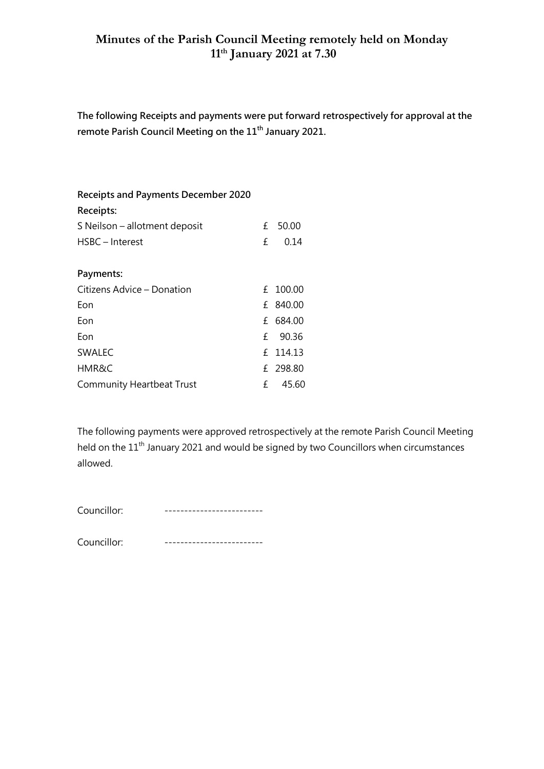# Minutes of the Parish Council Meeting remotely held on Monday 11th January 2021 at 7.30

**The following Receipts and payments were put forward retrospectively for approval at the remote Parish Council Meeting on the 11th January 2021.**

**Receipts and Payments December 2020**

**Receipts:**

| | | |
|---|---|---|
| S Neilson – allotment deposit | £ | 50.00 |
| HSBC – Interest | £ | 0.14 |

**Payments:**

| | | |
|---|---|---|
| Citizens Advice – Donation | £ | 100.00 |
| Eon | £ | 840.00 |
| Eon | £ | 684.00 |
| Eon | £ | 90.36 |
| SWALEC | £ | 114.13 |
| HMR&C | £ | 298.80 |
| Community Heartbeat Trust | £ | 45.60 |

The following payments were approved retrospectively at the remote Parish Council Meeting held on the 11th January 2021 and would be signed by two Councillors when circumstances allowed.

Councillor: -------------------------

Councillor: -------------------------